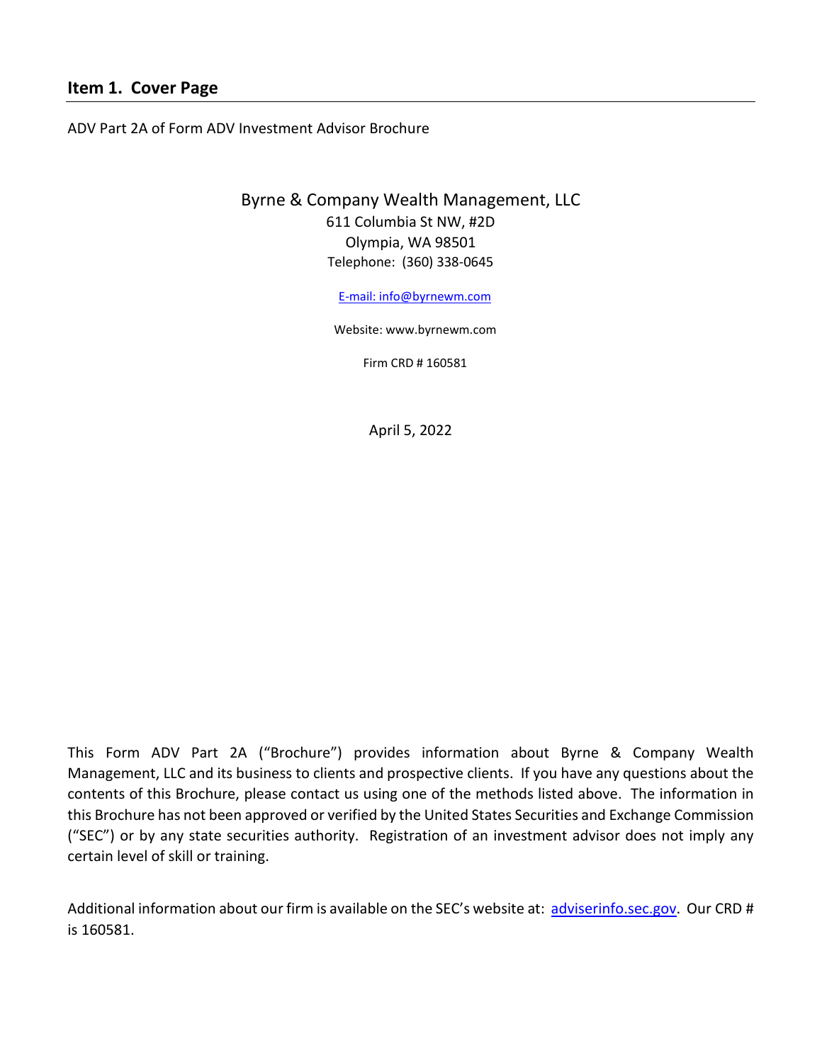## Item 1. Cover Page

ADV Part 2A of Form ADV Investment Advisor Brochure

Byrne & Company Wealth Management, LLC
611 Columbia St NW, #2D
Olympia, WA 98501
Telephone: (360) 338-0645

E-mail: info@byrnewm.com

Website: www.byrnewm.com

Firm CRD # 160581

April 5, 2022

This Form ADV Part 2A (“Brochure”) provides information about Byrne & Company Wealth Management, LLC and its business to clients and prospective clients. If you have any questions about the contents of this Brochure, please contact us using one of the methods listed above. The information in this Brochure has not been approved or verified by the United States Securities and Exchange Commission (“SEC”) or by any state securities authority. Registration of an investment advisor does not imply any certain level of skill or training.

Additional information about our firm is available on the SEC’s website at: adviserinfo.sec.gov. Our CRD # is 160581.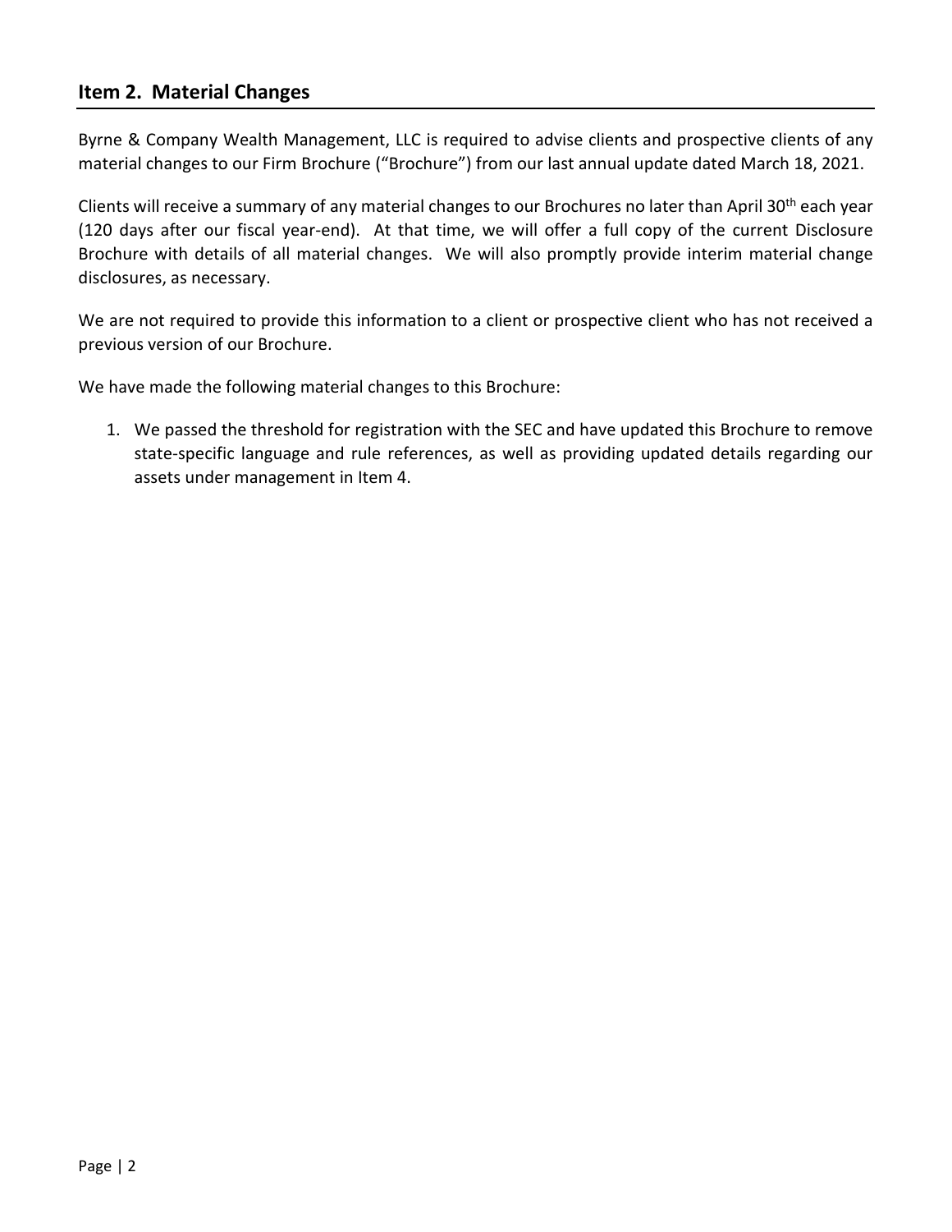## Item 2. Material Changes

Byrne & Company Wealth Management, LLC is required to advise clients and prospective clients of any material changes to our Firm Brochure ("Brochure") from our last annual update dated March 18, 2021.

Clients will receive a summary of any material changes to our Brochures no later than April 30th each year (120 days after our fiscal year-end). At that time, we will offer a full copy of the current Disclosure Brochure with details of all material changes. We will also promptly provide interim material change disclosures, as necessary.

We are not required to provide this information to a client or prospective client who has not received a previous version of our Brochure.

We have made the following material changes to this Brochure:

1. We passed the threshold for registration with the SEC and have updated this Brochure to remove state-specific language and rule references, as well as providing updated details regarding our assets under management in Item 4.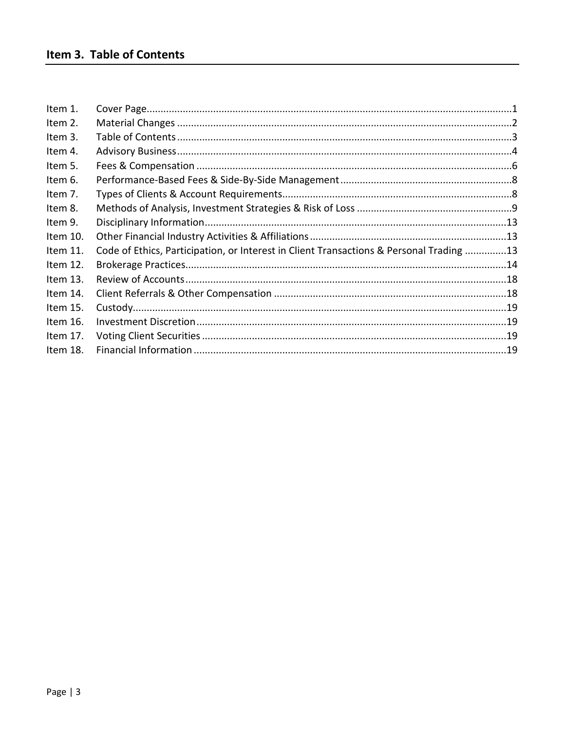## Item 3. Table of Contents

| | | |
|---|---|---|
| Item 1. | Cover Page | 1 |
| Item 2. | Material Changes | 2 |
| Item 3. | Table of Contents | 3 |
| Item 4. | Advisory Business | 4 |
| Item 5. | Fees & Compensation | 6 |
| Item 6. | Performance-Based Fees & Side-By-Side Management | 8 |
| Item 7. | Types of Clients & Account Requirements | 8 |
| Item 8. | Methods of Analysis, Investment Strategies & Risk of Loss | 9 |
| Item 9. | Disciplinary Information | 13 |
| Item 10. | Other Financial Industry Activities & Affiliations | 13 |
| Item 11. | Code of Ethics, Participation, or Interest in Client Transactions & Personal Trading | 13 |
| Item 12. | Brokerage Practices | 14 |
| Item 13. | Review of Accounts | 18 |
| Item 14. | Client Referrals & Other Compensation | 18 |
| Item 15. | Custody | 19 |
| Item 16. | Investment Discretion | 19 |
| Item 17. | Voting Client Securities | 19 |
| Item 18. | Financial Information | 19 |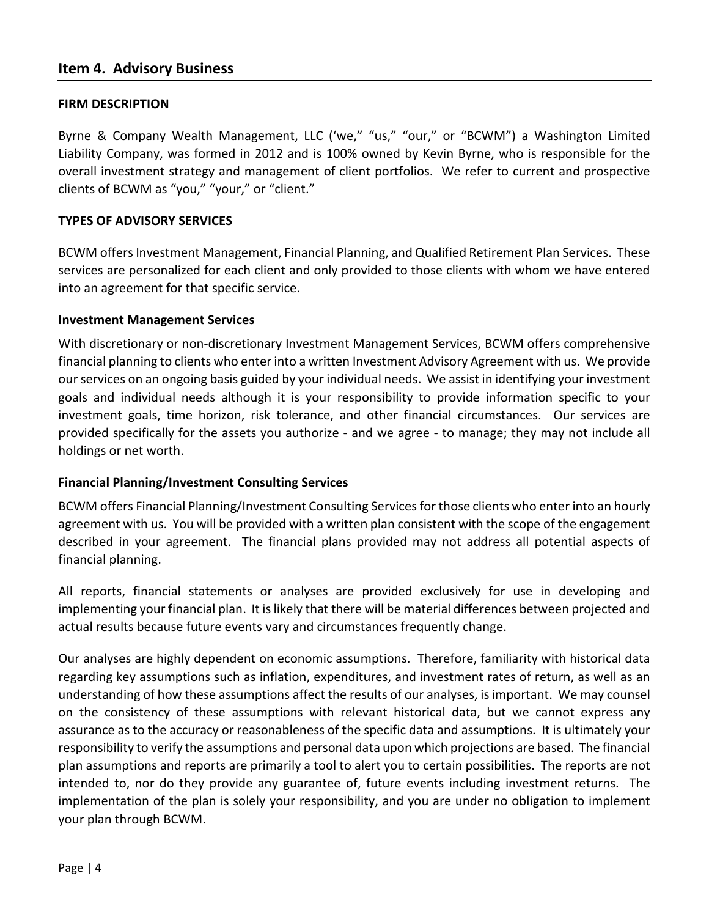## Item 4. Advisory Business

### FIRM DESCRIPTION

Byrne & Company Wealth Management, LLC ('we," "us," "our," or "BCWM") a Washington Limited Liability Company, was formed in 2012 and is 100% owned by Kevin Byrne, who is responsible for the overall investment strategy and management of client portfolios. We refer to current and prospective clients of BCWM as "you," "your," or "client."

### TYPES OF ADVISORY SERVICES

BCWM offers Investment Management, Financial Planning, and Qualified Retirement Plan Services. These services are personalized for each client and only provided to those clients with whom we have entered into an agreement for that specific service.

#### Investment Management Services

With discretionary or non-discretionary Investment Management Services, BCWM offers comprehensive financial planning to clients who enter into a written Investment Advisory Agreement with us. We provide our services on an ongoing basis guided by your individual needs. We assist in identifying your investment goals and individual needs although it is your responsibility to provide information specific to your investment goals, time horizon, risk tolerance, and other financial circumstances. Our services are provided specifically for the assets you authorize - and we agree - to manage; they may not include all holdings or net worth.

#### Financial Planning/Investment Consulting Services

BCWM offers Financial Planning/Investment Consulting Services for those clients who enter into an hourly agreement with us. You will be provided with a written plan consistent with the scope of the engagement described in your agreement. The financial plans provided may not address all potential aspects of financial planning.

All reports, financial statements or analyses are provided exclusively for use in developing and implementing your financial plan. It is likely that there will be material differences between projected and actual results because future events vary and circumstances frequently change.

Our analyses are highly dependent on economic assumptions. Therefore, familiarity with historical data regarding key assumptions such as inflation, expenditures, and investment rates of return, as well as an understanding of how these assumptions affect the results of our analyses, is important. We may counsel on the consistency of these assumptions with relevant historical data, but we cannot express any assurance as to the accuracy or reasonableness of the specific data and assumptions. It is ultimately your responsibility to verify the assumptions and personal data upon which projections are based. The financial plan assumptions and reports are primarily a tool to alert you to certain possibilities. The reports are not intended to, nor do they provide any guarantee of, future events including investment returns. The implementation of the plan is solely your responsibility, and you are under no obligation to implement your plan through BCWM.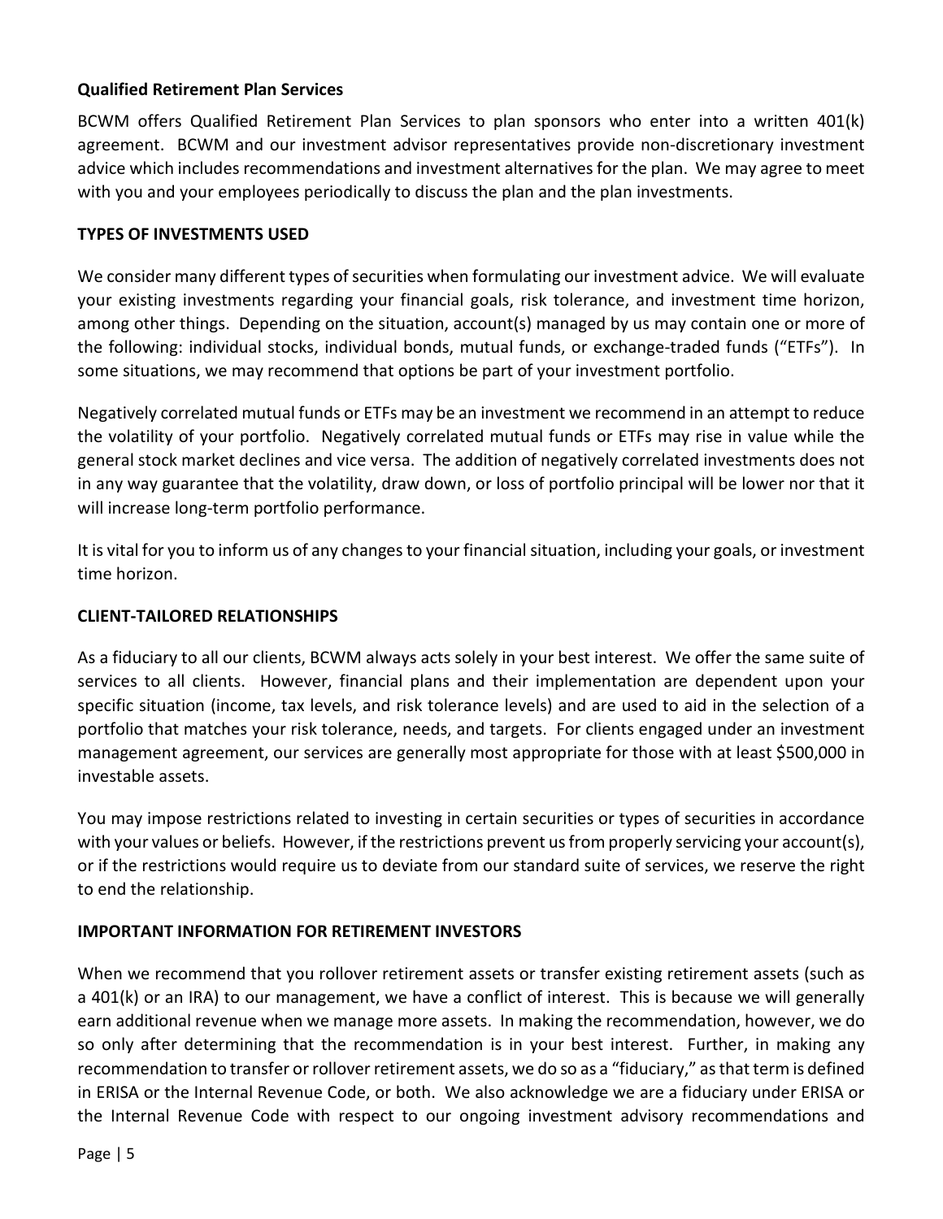**Qualified Retirement Plan Services**

BCWM offers Qualified Retirement Plan Services to plan sponsors who enter into a written 401(k) agreement. BCWM and our investment advisor representatives provide non-discretionary investment advice which includes recommendations and investment alternatives for the plan. We may agree to meet with you and your employees periodically to discuss the plan and the plan investments.

**TYPES OF INVESTMENTS USED**

We consider many different types of securities when formulating our investment advice. We will evaluate your existing investments regarding your financial goals, risk tolerance, and investment time horizon, among other things. Depending on the situation, account(s) managed by us may contain one or more of the following: individual stocks, individual bonds, mutual funds, or exchange-traded funds ("ETFs"). In some situations, we may recommend that options be part of your investment portfolio.

Negatively correlated mutual funds or ETFs may be an investment we recommend in an attempt to reduce the volatility of your portfolio. Negatively correlated mutual funds or ETFs may rise in value while the general stock market declines and vice versa. The addition of negatively correlated investments does not in any way guarantee that the volatility, draw down, or loss of portfolio principal will be lower nor that it will increase long-term portfolio performance.

It is vital for you to inform us of any changes to your financial situation, including your goals, or investment time horizon.

**CLIENT-TAILORED RELATIONSHIPS**

As a fiduciary to all our clients, BCWM always acts solely in your best interest. We offer the same suite of services to all clients. However, financial plans and their implementation are dependent upon your specific situation (income, tax levels, and risk tolerance levels) and are used to aid in the selection of a portfolio that matches your risk tolerance, needs, and targets. For clients engaged under an investment management agreement, our services are generally most appropriate for those with at least $500,000 in investable assets.

You may impose restrictions related to investing in certain securities or types of securities in accordance with your values or beliefs. However, if the restrictions prevent us from properly servicing your account(s), or if the restrictions would require us to deviate from our standard suite of services, we reserve the right to end the relationship.

**IMPORTANT INFORMATION FOR RETIREMENT INVESTORS**

When we recommend that you rollover retirement assets or transfer existing retirement assets (such as a 401(k) or an IRA) to our management, we have a conflict of interest. This is because we will generally earn additional revenue when we manage more assets. In making the recommendation, however, we do so only after determining that the recommendation is in your best interest. Further, in making any recommendation to transfer or rollover retirement assets, we do so as a "fiduciary," as that term is defined in ERISA or the Internal Revenue Code, or both. We also acknowledge we are a fiduciary under ERISA or the Internal Revenue Code with respect to our ongoing investment advisory recommendations and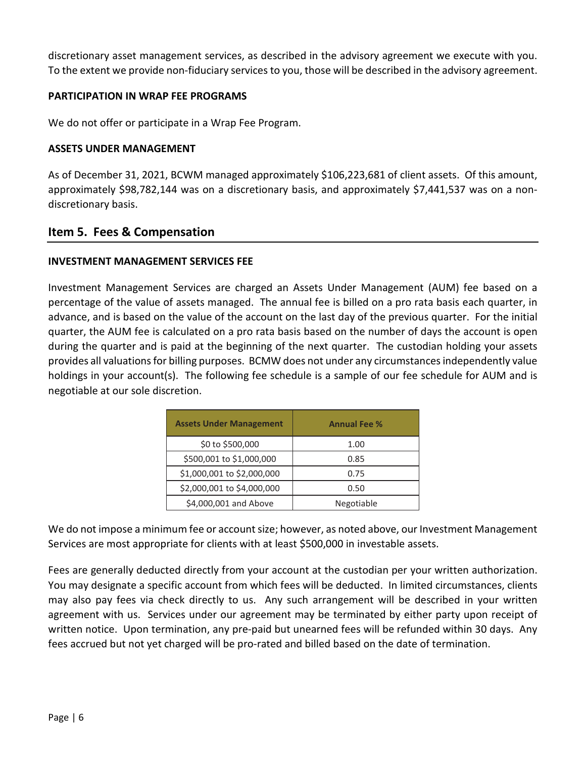discretionary asset management services, as described in the advisory agreement we execute with you. To the extent we provide non-fiduciary services to you, those will be described in the advisory agreement.

**PARTICIPATION IN WRAP FEE PROGRAMS**

We do not offer or participate in a Wrap Fee Program.

**ASSETS UNDER MANAGEMENT**

As of December 31, 2021, BCWM managed approximately $106,223,681 of client assets. Of this amount, approximately $98,782,144 was on a discretionary basis, and approximately $7,441,537 was on a non-discretionary basis.

## Item 5. Fees & Compensation

**INVESTMENT MANAGEMENT SERVICES FEE**

Investment Management Services are charged an Assets Under Management (AUM) fee based on a percentage of the value of assets managed. The annual fee is billed on a pro rata basis each quarter, in advance, and is based on the value of the account on the last day of the previous quarter. For the initial quarter, the AUM fee is calculated on a pro rata basis based on the number of days the account is open during the quarter and is paid at the beginning of the next quarter. The custodian holding your assets provides all valuations for billing purposes. BCMW does not under any circumstances independently value holdings in your account(s). The following fee schedule is a sample of our fee schedule for AUM and is negotiable at our sole discretion.

| Assets Under Management | Annual Fee % |
|---|---|
| $0 to $500,000 | 1.00 |
| $500,001 to $1,000,000 | 0.85 |
| $1,000,001 to $2,000,000 | 0.75 |
| $2,000,001 to $4,000,000 | 0.50 |
| $4,000,001 and Above | Negotiable |

We do not impose a minimum fee or account size; however, as noted above, our Investment Management Services are most appropriate for clients with at least $500,000 in investable assets.

Fees are generally deducted directly from your account at the custodian per your written authorization. You may designate a specific account from which fees will be deducted. In limited circumstances, clients may also pay fees via check directly to us. Any such arrangement will be described in your written agreement with us. Services under our agreement may be terminated by either party upon receipt of written notice. Upon termination, any pre-paid but unearned fees will be refunded within 30 days. Any fees accrued but not yet charged will be pro-rated and billed based on the date of termination.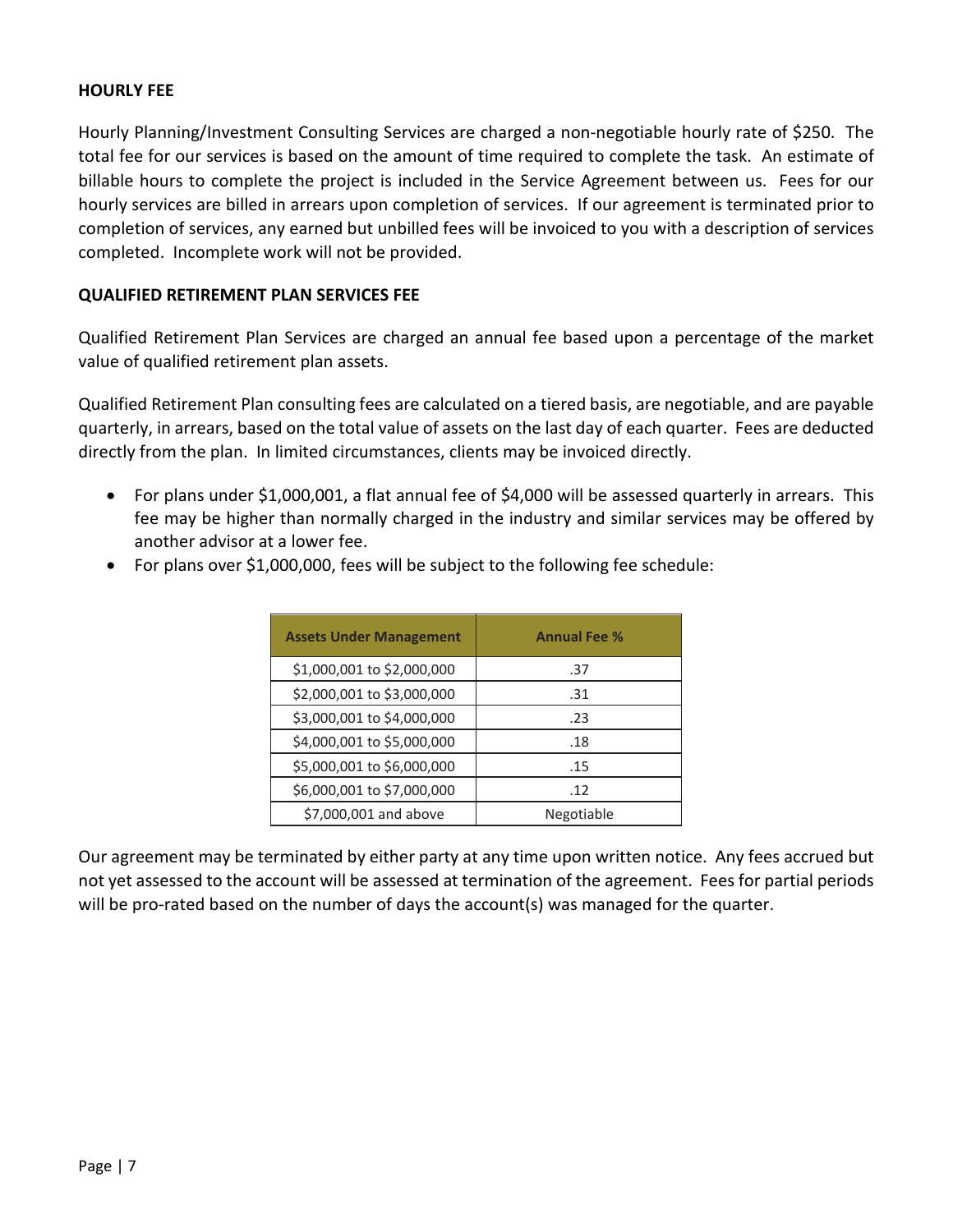## HOURLY FEE

Hourly Planning/Investment Consulting Services are charged a non-negotiable hourly rate of $250. The total fee for our services is based on the amount of time required to complete the task. An estimate of billable hours to complete the project is included in the Service Agreement between us. Fees for our hourly services are billed in arrears upon completion of services. If our agreement is terminated prior to completion of services, any earned but unbilled fees will be invoiced to you with a description of services completed. Incomplete work will not be provided.

## QUALIFIED RETIREMENT PLAN SERVICES FEE

Qualified Retirement Plan Services are charged an annual fee based upon a percentage of the market value of qualified retirement plan assets.

Qualified Retirement Plan consulting fees are calculated on a tiered basis, are negotiable, and are payable quarterly, in arrears, based on the total value of assets on the last day of each quarter. Fees are deducted directly from the plan. In limited circumstances, clients may be invoiced directly.

- For plans under $1,000,001, a flat annual fee of $4,000 will be assessed quarterly in arrears. This fee may be higher than normally charged in the industry and similar services may be offered by another advisor at a lower fee.
- For plans over $1,000,000, fees will be subject to the following fee schedule:

| Assets Under Management | Annual Fee % |
|---|---|
| $1,000,001 to $2,000,000 | .37 |
| $2,000,001 to $3,000,000 | .31 |
| $3,000,001 to $4,000,000 | .23 |
| $4,000,001 to $5,000,000 | .18 |
| $5,000,001 to $6,000,000 | .15 |
| $6,000,001 to $7,000,000 | .12 |
| $7,000,001 and above | Negotiable |

Our agreement may be terminated by either party at any time upon written notice. Any fees accrued but not yet assessed to the account will be assessed at termination of the agreement. Fees for partial periods will be pro-rated based on the number of days the account(s) was managed for the quarter.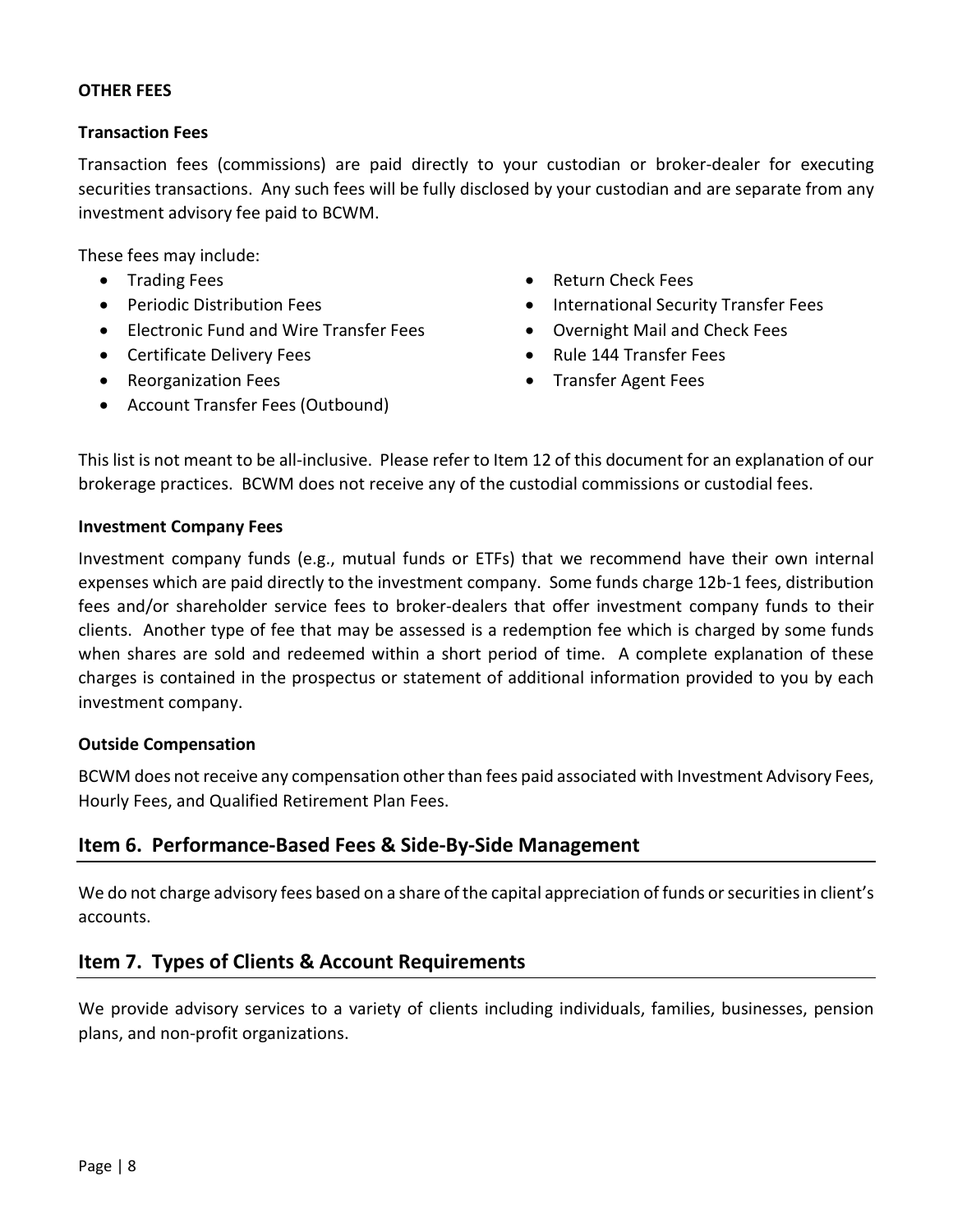**OTHER FEES**

**Transaction Fees**

Transaction fees (commissions) are paid directly to your custodian or broker-dealer for executing securities transactions. Any such fees will be fully disclosed by your custodian and are separate from any investment advisory fee paid to BCWM.

These fees may include:

- Trading Fees
- Periodic Distribution Fees
- Electronic Fund and Wire Transfer Fees
- Certificate Delivery Fees
- Reorganization Fees
- Account Transfer Fees (Outbound)
- Return Check Fees
- International Security Transfer Fees
- Overnight Mail and Check Fees
- Rule 144 Transfer Fees
- Transfer Agent Fees

This list is not meant to be all-inclusive. Please refer to Item 12 of this document for an explanation of our brokerage practices. BCWM does not receive any of the custodial commissions or custodial fees.

**Investment Company Fees**

Investment company funds (e.g., mutual funds or ETFs) that we recommend have their own internal expenses which are paid directly to the investment company. Some funds charge 12b-1 fees, distribution fees and/or shareholder service fees to broker-dealers that offer investment company funds to their clients. Another type of fee that may be assessed is a redemption fee which is charged by some funds when shares are sold and redeemed within a short period of time. A complete explanation of these charges is contained in the prospectus or statement of additional information provided to you by each investment company.

**Outside Compensation**

BCWM does not receive any compensation other than fees paid associated with Investment Advisory Fees, Hourly Fees, and Qualified Retirement Plan Fees.

## Item 6. Performance-Based Fees & Side-By-Side Management

We do not charge advisory fees based on a share of the capital appreciation of funds or securities in client's accounts.

## Item 7. Types of Clients & Account Requirements

We provide advisory services to a variety of clients including individuals, families, businesses, pension plans, and non-profit organizations.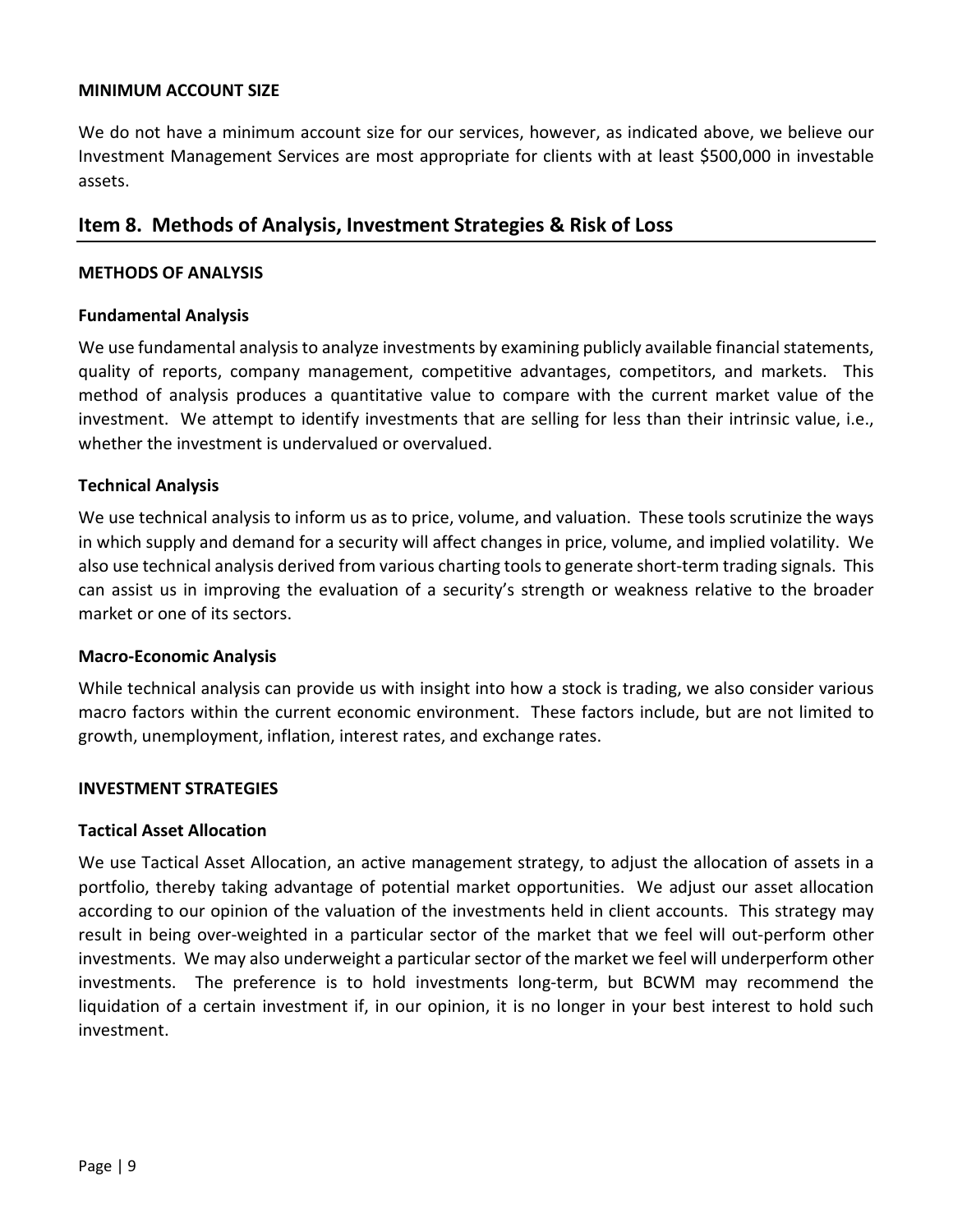#### MINIMUM ACCOUNT SIZE

We do not have a minimum account size for our services, however, as indicated above, we believe our Investment Management Services are most appropriate for clients with at least $500,000 in investable assets.

## Item 8. Methods of Analysis, Investment Strategies & Risk of Loss

#### METHODS OF ANALYSIS

#### Fundamental Analysis

We use fundamental analysis to analyze investments by examining publicly available financial statements, quality of reports, company management, competitive advantages, competitors, and markets. This method of analysis produces a quantitative value to compare with the current market value of the investment. We attempt to identify investments that are selling for less than their intrinsic value, i.e., whether the investment is undervalued or overvalued.

#### Technical Analysis

We use technical analysis to inform us as to price, volume, and valuation. These tools scrutinize the ways in which supply and demand for a security will affect changes in price, volume, and implied volatility. We also use technical analysis derived from various charting tools to generate short-term trading signals. This can assist us in improving the evaluation of a security's strength or weakness relative to the broader market or one of its sectors.

#### Macro-Economic Analysis

While technical analysis can provide us with insight into how a stock is trading, we also consider various macro factors within the current economic environment. These factors include, but are not limited to growth, unemployment, inflation, interest rates, and exchange rates.

#### INVESTMENT STRATEGIES

#### Tactical Asset Allocation

We use Tactical Asset Allocation, an active management strategy, to adjust the allocation of assets in a portfolio, thereby taking advantage of potential market opportunities. We adjust our asset allocation according to our opinion of the valuation of the investments held in client accounts. This strategy may result in being over-weighted in a particular sector of the market that we feel will out-perform other investments. We may also underweight a particular sector of the market we feel will underperform other investments. The preference is to hold investments long-term, but BCWM may recommend the liquidation of a certain investment if, in our opinion, it is no longer in your best interest to hold such investment.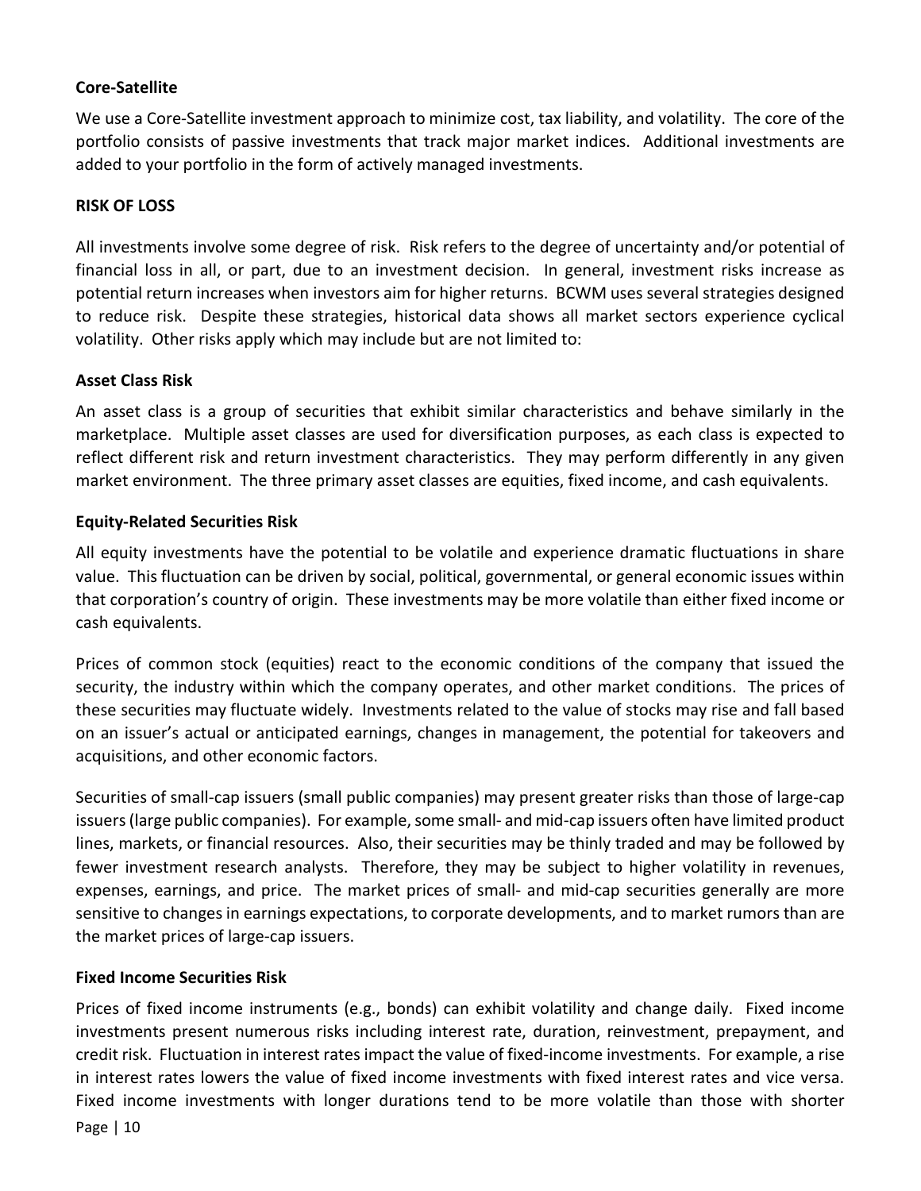**Core-Satellite**

We use a Core-Satellite investment approach to minimize cost, tax liability, and volatility. The core of the portfolio consists of passive investments that track major market indices. Additional investments are added to your portfolio in the form of actively managed investments.

**RISK OF LOSS**

All investments involve some degree of risk. Risk refers to the degree of uncertainty and/or potential of financial loss in all, or part, due to an investment decision. In general, investment risks increase as potential return increases when investors aim for higher returns. BCWM uses several strategies designed to reduce risk. Despite these strategies, historical data shows all market sectors experience cyclical volatility. Other risks apply which may include but are not limited to:

**Asset Class Risk**

An asset class is a group of securities that exhibit similar characteristics and behave similarly in the marketplace. Multiple asset classes are used for diversification purposes, as each class is expected to reflect different risk and return investment characteristics. They may perform differently in any given market environment. The three primary asset classes are equities, fixed income, and cash equivalents.

**Equity-Related Securities Risk**

All equity investments have the potential to be volatile and experience dramatic fluctuations in share value. This fluctuation can be driven by social, political, governmental, or general economic issues within that corporation's country of origin. These investments may be more volatile than either fixed income or cash equivalents.

Prices of common stock (equities) react to the economic conditions of the company that issued the security, the industry within which the company operates, and other market conditions. The prices of these securities may fluctuate widely. Investments related to the value of stocks may rise and fall based on an issuer's actual or anticipated earnings, changes in management, the potential for takeovers and acquisitions, and other economic factors.

Securities of small-cap issuers (small public companies) may present greater risks than those of large-cap issuers (large public companies). For example, some small- and mid-cap issuers often have limited product lines, markets, or financial resources. Also, their securities may be thinly traded and may be followed by fewer investment research analysts. Therefore, they may be subject to higher volatility in revenues, expenses, earnings, and price. The market prices of small- and mid-cap securities generally are more sensitive to changes in earnings expectations, to corporate developments, and to market rumors than are the market prices of large-cap issuers.

**Fixed Income Securities Risk**

Prices of fixed income instruments (e.g., bonds) can exhibit volatility and change daily. Fixed income investments present numerous risks including interest rate, duration, reinvestment, prepayment, and credit risk. Fluctuation in interest rates impact the value of fixed-income investments. For example, a rise in interest rates lowers the value of fixed income investments with fixed interest rates and vice versa. Fixed income investments with longer durations tend to be more volatile than those with shorter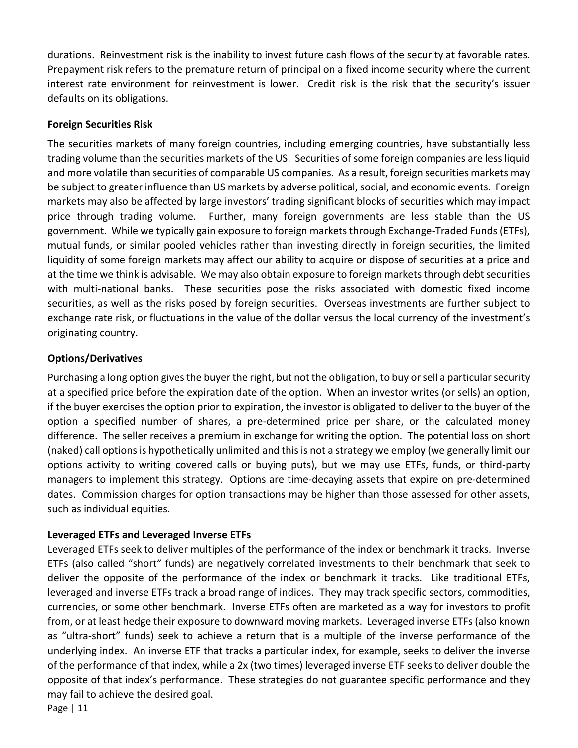durations. Reinvestment risk is the inability to invest future cash flows of the security at favorable rates. Prepayment risk refers to the premature return of principal on a fixed income security where the current interest rate environment for reinvestment is lower. Credit risk is the risk that the security's issuer defaults on its obligations.

**Foreign Securities Risk**

The securities markets of many foreign countries, including emerging countries, have substantially less trading volume than the securities markets of the US. Securities of some foreign companies are less liquid and more volatile than securities of comparable US companies. As a result, foreign securities markets may be subject to greater influence than US markets by adverse political, social, and economic events. Foreign markets may also be affected by large investors' trading significant blocks of securities which may impact price through trading volume. Further, many foreign governments are less stable than the US government. While we typically gain exposure to foreign markets through Exchange-Traded Funds (ETFs), mutual funds, or similar pooled vehicles rather than investing directly in foreign securities, the limited liquidity of some foreign markets may affect our ability to acquire or dispose of securities at a price and at the time we think is advisable. We may also obtain exposure to foreign markets through debt securities with multi-national banks. These securities pose the risks associated with domestic fixed income securities, as well as the risks posed by foreign securities. Overseas investments are further subject to exchange rate risk, or fluctuations in the value of the dollar versus the local currency of the investment's originating country.

**Options/Derivatives**

Purchasing a long option gives the buyer the right, but not the obligation, to buy or sell a particular security at a specified price before the expiration date of the option. When an investor writes (or sells) an option, if the buyer exercises the option prior to expiration, the investor is obligated to deliver to the buyer of the option a specified number of shares, a pre-determined price per share, or the calculated money difference. The seller receives a premium in exchange for writing the option. The potential loss on short (naked) call options is hypothetically unlimited and this is not a strategy we employ (we generally limit our options activity to writing covered calls or buying puts), but we may use ETFs, funds, or third-party managers to implement this strategy. Options are time-decaying assets that expire on pre-determined dates. Commission charges for option transactions may be higher than those assessed for other assets, such as individual equities.

**Leveraged ETFs and Leveraged Inverse ETFs**

Leveraged ETFs seek to deliver multiples of the performance of the index or benchmark it tracks. Inverse ETFs (also called "short" funds) are negatively correlated investments to their benchmark that seek to deliver the opposite of the performance of the index or benchmark it tracks. Like traditional ETFs, leveraged and inverse ETFs track a broad range of indices. They may track specific sectors, commodities, currencies, or some other benchmark. Inverse ETFs often are marketed as a way for investors to profit from, or at least hedge their exposure to downward moving markets. Leveraged inverse ETFs (also known as "ultra-short" funds) seek to achieve a return that is a multiple of the inverse performance of the underlying index. An inverse ETF that tracks a particular index, for example, seeks to deliver the inverse of the performance of that index, while a 2x (two times) leveraged inverse ETF seeks to deliver double the opposite of that index's performance. These strategies do not guarantee specific performance and they may fail to achieve the desired goal.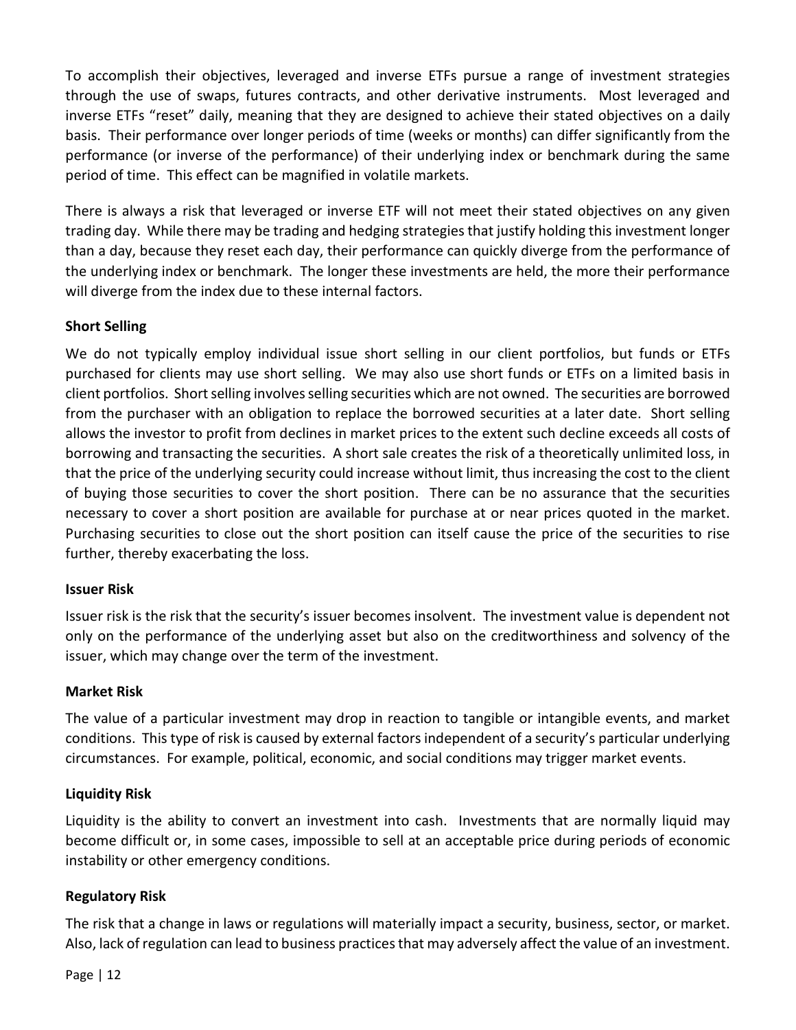To accomplish their objectives, leveraged and inverse ETFs pursue a range of investment strategies through the use of swaps, futures contracts, and other derivative instruments. Most leveraged and inverse ETFs "reset" daily, meaning that they are designed to achieve their stated objectives on a daily basis. Their performance over longer periods of time (weeks or months) can differ significantly from the performance (or inverse of the performance) of their underlying index or benchmark during the same period of time. This effect can be magnified in volatile markets.

There is always a risk that leveraged or inverse ETF will not meet their stated objectives on any given trading day. While there may be trading and hedging strategies that justify holding this investment longer than a day, because they reset each day, their performance can quickly diverge from the performance of the underlying index or benchmark. The longer these investments are held, the more their performance will diverge from the index due to these internal factors.

**Short Selling**

We do not typically employ individual issue short selling in our client portfolios, but funds or ETFs purchased for clients may use short selling. We may also use short funds or ETFs on a limited basis in client portfolios. Short selling involves selling securities which are not owned. The securities are borrowed from the purchaser with an obligation to replace the borrowed securities at a later date. Short selling allows the investor to profit from declines in market prices to the extent such decline exceeds all costs of borrowing and transacting the securities. A short sale creates the risk of a theoretically unlimited loss, in that the price of the underlying security could increase without limit, thus increasing the cost to the client of buying those securities to cover the short position. There can be no assurance that the securities necessary to cover a short position are available for purchase at or near prices quoted in the market. Purchasing securities to close out the short position can itself cause the price of the securities to rise further, thereby exacerbating the loss.

**Issuer Risk**

Issuer risk is the risk that the security's issuer becomes insolvent. The investment value is dependent not only on the performance of the underlying asset but also on the creditworthiness and solvency of the issuer, which may change over the term of the investment.

**Market Risk**

The value of a particular investment may drop in reaction to tangible or intangible events, and market conditions. This type of risk is caused by external factors independent of a security's particular underlying circumstances. For example, political, economic, and social conditions may trigger market events.

**Liquidity Risk**

Liquidity is the ability to convert an investment into cash. Investments that are normally liquid may become difficult or, in some cases, impossible to sell at an acceptable price during periods of economic instability or other emergency conditions.

**Regulatory Risk**

The risk that a change in laws or regulations will materially impact a security, business, sector, or market. Also, lack of regulation can lead to business practices that may adversely affect the value of an investment.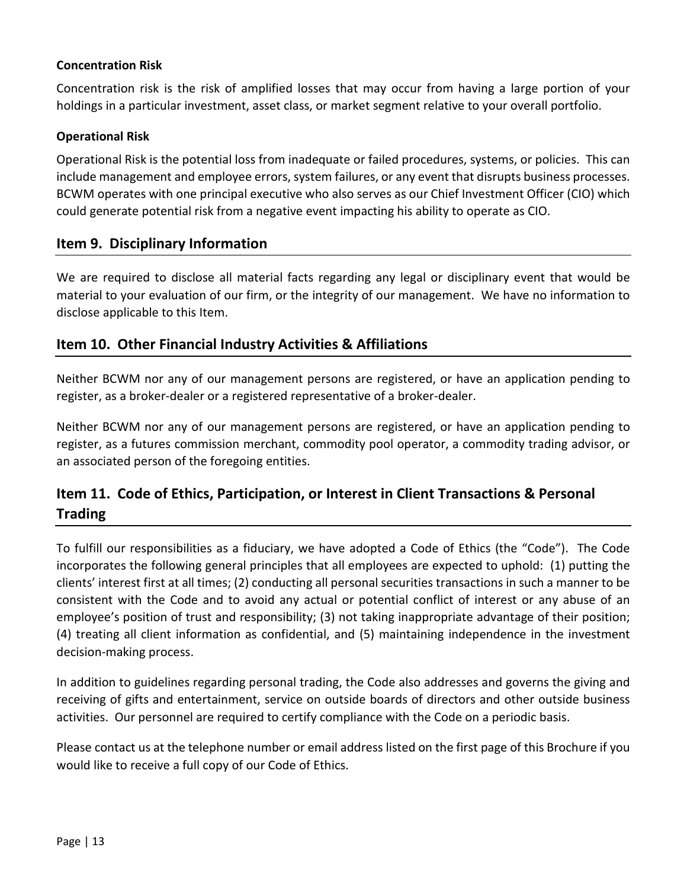### Concentration Risk

Concentration risk is the risk of amplified losses that may occur from having a large portion of your holdings in a particular investment, asset class, or market segment relative to your overall portfolio.

### Operational Risk

Operational Risk is the potential loss from inadequate or failed procedures, systems, or policies. This can include management and employee errors, system failures, or any event that disrupts business processes. BCWM operates with one principal executive who also serves as our Chief Investment Officer (CIO) which could generate potential risk from a negative event impacting his ability to operate as CIO.

## Item 9. Disciplinary Information

We are required to disclose all material facts regarding any legal or disciplinary event that would be material to your evaluation of our firm, or the integrity of our management. We have no information to disclose applicable to this Item.

## Item 10. Other Financial Industry Activities & Affiliations

Neither BCWM nor any of our management persons are registered, or have an application pending to register, as a broker-dealer or a registered representative of a broker-dealer.

Neither BCWM nor any of our management persons are registered, or have an application pending to register, as a futures commission merchant, commodity pool operator, a commodity trading advisor, or an associated person of the foregoing entities.

## Item 11. Code of Ethics, Participation, or Interest in Client Transactions & Personal Trading

To fulfill our responsibilities as a fiduciary, we have adopted a Code of Ethics (the "Code"). The Code incorporates the following general principles that all employees are expected to uphold: (1) putting the clients' interest first at all times; (2) conducting all personal securities transactions in such a manner to be consistent with the Code and to avoid any actual or potential conflict of interest or any abuse of an employee's position of trust and responsibility; (3) not taking inappropriate advantage of their position; (4) treating all client information as confidential, and (5) maintaining independence in the investment decision-making process.

In addition to guidelines regarding personal trading, the Code also addresses and governs the giving and receiving of gifts and entertainment, service on outside boards of directors and other outside business activities. Our personnel are required to certify compliance with the Code on a periodic basis.

Please contact us at the telephone number or email address listed on the first page of this Brochure if you would like to receive a full copy of our Code of Ethics.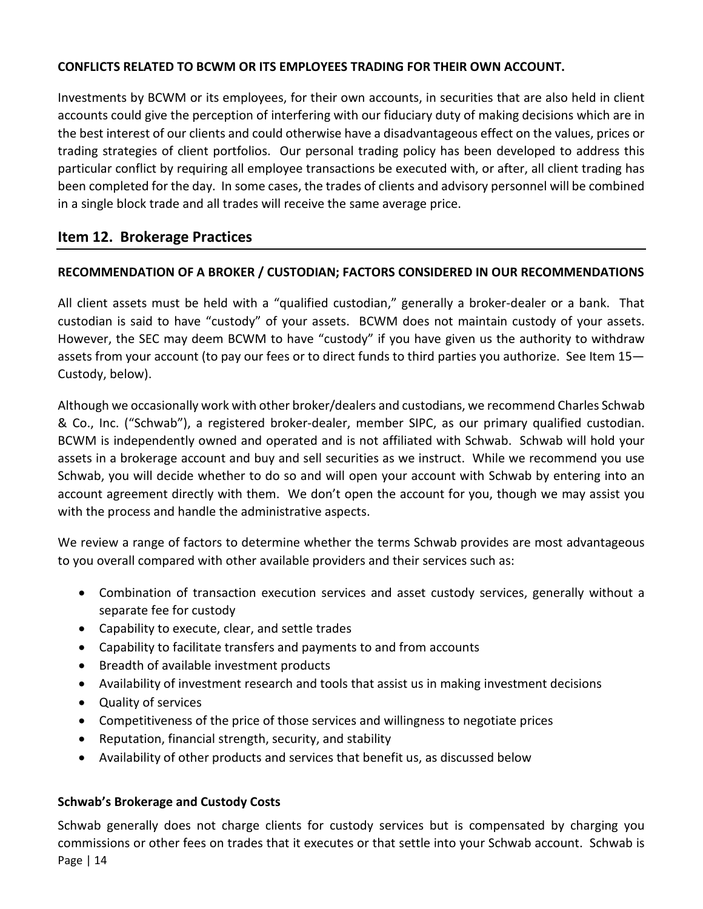**CONFLICTS RELATED TO BCWM OR ITS EMPLOYEES TRADING FOR THEIR OWN ACCOUNT.**

Investments by BCWM or its employees, for their own accounts, in securities that are also held in client accounts could give the perception of interfering with our fiduciary duty of making decisions which are in the best interest of our clients and could otherwise have a disadvantageous effect on the values, prices or trading strategies of client portfolios. Our personal trading policy has been developed to address this particular conflict by requiring all employee transactions be executed with, or after, all client trading has been completed for the day. In some cases, the trades of clients and advisory personnel will be combined in a single block trade and all trades will receive the same average price.

## Item 12. Brokerage Practices

**RECOMMENDATION OF A BROKER / CUSTODIAN; FACTORS CONSIDERED IN OUR RECOMMENDATIONS**

All client assets must be held with a "qualified custodian," generally a broker-dealer or a bank. That custodian is said to have "custody" of your assets. BCWM does not maintain custody of your assets. However, the SEC may deem BCWM to have "custody" if you have given us the authority to withdraw assets from your account (to pay our fees or to direct funds to third parties you authorize. See Item 15—Custody, below).

Although we occasionally work with other broker/dealers and custodians, we recommend Charles Schwab & Co., Inc. ("Schwab"), a registered broker-dealer, member SIPC, as our primary qualified custodian. BCWM is independently owned and operated and is not affiliated with Schwab. Schwab will hold your assets in a brokerage account and buy and sell securities as we instruct. While we recommend you use Schwab, you will decide whether to do so and will open your account with Schwab by entering into an account agreement directly with them. We don't open the account for you, though we may assist you with the process and handle the administrative aspects.

We review a range of factors to determine whether the terms Schwab provides are most advantageous to you overall compared with other available providers and their services such as:

- Combination of transaction execution services and asset custody services, generally without a separate fee for custody
- Capability to execute, clear, and settle trades
- Capability to facilitate transfers and payments to and from accounts
- Breadth of available investment products
- Availability of investment research and tools that assist us in making investment decisions
- Quality of services
- Competitiveness of the price of those services and willingness to negotiate prices
- Reputation, financial strength, security, and stability
- Availability of other products and services that benefit us, as discussed below

**Schwab's Brokerage and Custody Costs**

Schwab generally does not charge clients for custody services but is compensated by charging you commissions or other fees on trades that it executes or that settle into your Schwab account. Schwab is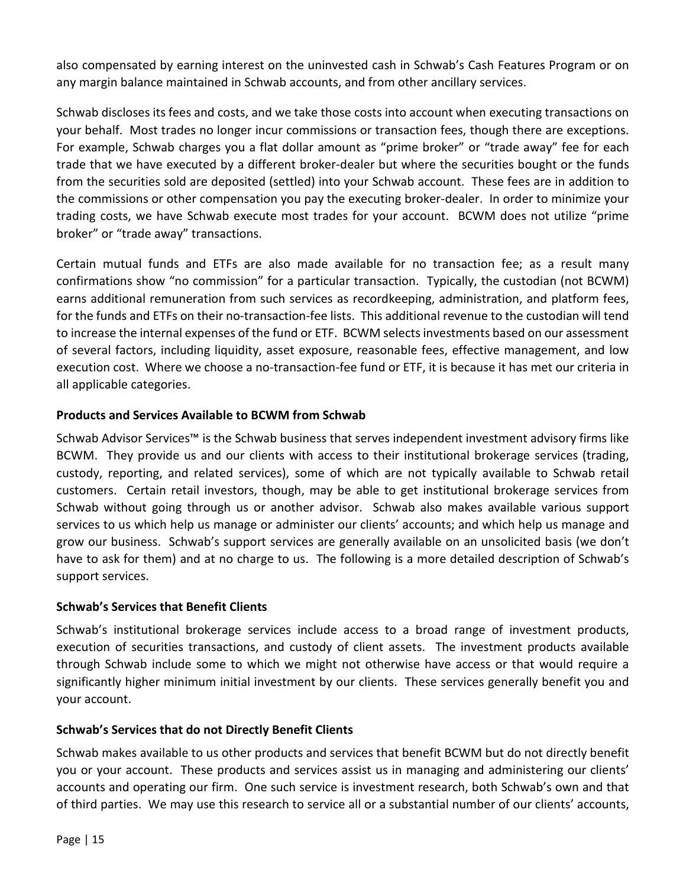also compensated by earning interest on the uninvested cash in Schwab's Cash Features Program or on any margin balance maintained in Schwab accounts, and from other ancillary services.

Schwab discloses its fees and costs, and we take those costs into account when executing transactions on your behalf. Most trades no longer incur commissions or transaction fees, though there are exceptions. For example, Schwab charges you a flat dollar amount as "prime broker" or "trade away" fee for each trade that we have executed by a different broker-dealer but where the securities bought or the funds from the securities sold are deposited (settled) into your Schwab account. These fees are in addition to the commissions or other compensation you pay the executing broker-dealer. In order to minimize your trading costs, we have Schwab execute most trades for your account. BCWM does not utilize "prime broker" or "trade away" transactions.

Certain mutual funds and ETFs are also made available for no transaction fee; as a result many confirmations show "no commission" for a particular transaction. Typically, the custodian (not BCWM) earns additional remuneration from such services as recordkeeping, administration, and platform fees, for the funds and ETFs on their no-transaction-fee lists. This additional revenue to the custodian will tend to increase the internal expenses of the fund or ETF. BCWM selects investments based on our assessment of several factors, including liquidity, asset exposure, reasonable fees, effective management, and low execution cost. Where we choose a no-transaction-fee fund or ETF, it is because it has met our criteria in all applicable categories.

**Products and Services Available to BCWM from Schwab**

Schwab Advisor Services™ is the Schwab business that serves independent investment advisory firms like BCWM. They provide us and our clients with access to their institutional brokerage services (trading, custody, reporting, and related services), some of which are not typically available to Schwab retail customers. Certain retail investors, though, may be able to get institutional brokerage services from Schwab without going through us or another advisor. Schwab also makes available various support services to us which help us manage or administer our clients' accounts; and which help us manage and grow our business. Schwab's support services are generally available on an unsolicited basis (we don't have to ask for them) and at no charge to us. The following is a more detailed description of Schwab's support services.

**Schwab's Services that Benefit Clients**

Schwab's institutional brokerage services include access to a broad range of investment products, execution of securities transactions, and custody of client assets. The investment products available through Schwab include some to which we might not otherwise have access or that would require a significantly higher minimum initial investment by our clients. These services generally benefit you and your account.

**Schwab's Services that do not Directly Benefit Clients**

Schwab makes available to us other products and services that benefit BCWM but do not directly benefit you or your account. These products and services assist us in managing and administering our clients' accounts and operating our firm. One such service is investment research, both Schwab's own and that of third parties. We may use this research to service all or a substantial number of our clients' accounts,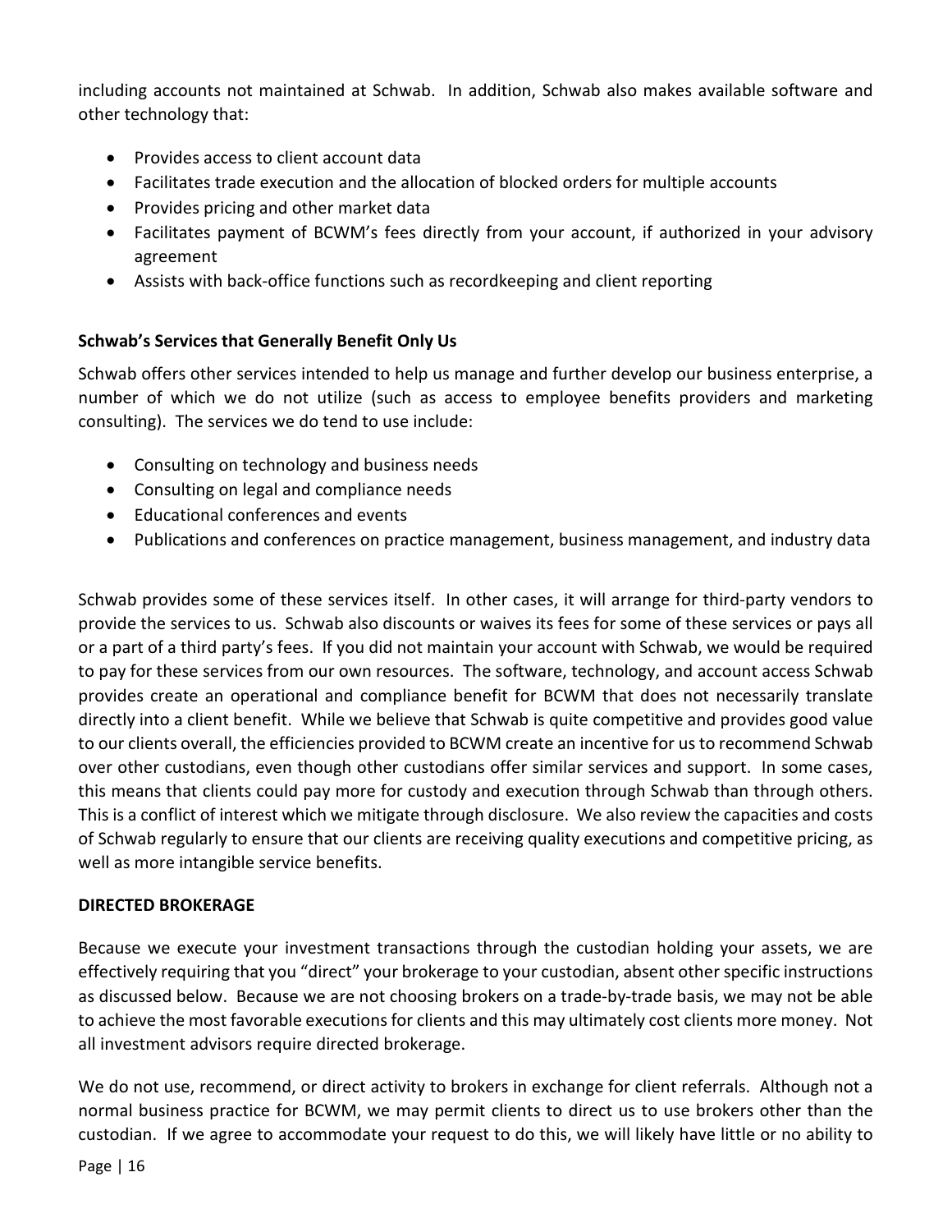including accounts not maintained at Schwab. In addition, Schwab also makes available software and other technology that:

- Provides access to client account data
- Facilitates trade execution and the allocation of blocked orders for multiple accounts
- Provides pricing and other market data
- Facilitates payment of BCWM's fees directly from your account, if authorized in your advisory agreement
- Assists with back-office functions such as recordkeeping and client reporting

**Schwab's Services that Generally Benefit Only Us**

Schwab offers other services intended to help us manage and further develop our business enterprise, a number of which we do not utilize (such as access to employee benefits providers and marketing consulting). The services we do tend to use include:

- Consulting on technology and business needs
- Consulting on legal and compliance needs
- Educational conferences and events
- Publications and conferences on practice management, business management, and industry data

Schwab provides some of these services itself. In other cases, it will arrange for third-party vendors to provide the services to us. Schwab also discounts or waives its fees for some of these services or pays all or a part of a third party's fees. If you did not maintain your account with Schwab, we would be required to pay for these services from our own resources. The software, technology, and account access Schwab provides create an operational and compliance benefit for BCWM that does not necessarily translate directly into a client benefit. While we believe that Schwab is quite competitive and provides good value to our clients overall, the efficiencies provided to BCWM create an incentive for us to recommend Schwab over other custodians, even though other custodians offer similar services and support. In some cases, this means that clients could pay more for custody and execution through Schwab than through others. This is a conflict of interest which we mitigate through disclosure. We also review the capacities and costs of Schwab regularly to ensure that our clients are receiving quality executions and competitive pricing, as well as more intangible service benefits.

**DIRECTED BROKERAGE**

Because we execute your investment transactions through the custodian holding your assets, we are effectively requiring that you "direct" your brokerage to your custodian, absent other specific instructions as discussed below. Because we are not choosing brokers on a trade-by-trade basis, we may not be able to achieve the most favorable executions for clients and this may ultimately cost clients more money. Not all investment advisors require directed brokerage.

We do not use, recommend, or direct activity to brokers in exchange for client referrals. Although not a normal business practice for BCWM, we may permit clients to direct us to use brokers other than the custodian. If we agree to accommodate your request to do this, we will likely have little or no ability to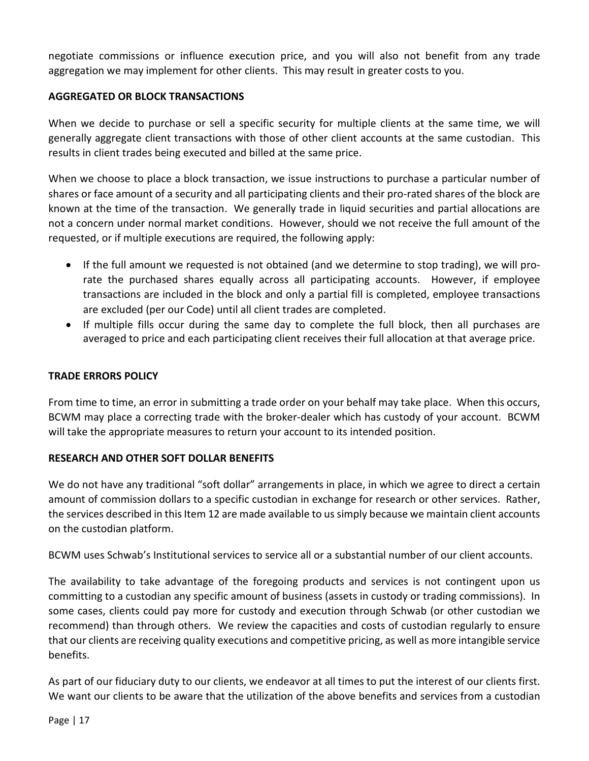negotiate commissions or influence execution price, and you will also not benefit from any trade aggregation we may implement for other clients. This may result in greater costs to you.

**AGGREGATED OR BLOCK TRANSACTIONS**

When we decide to purchase or sell a specific security for multiple clients at the same time, we will generally aggregate client transactions with those of other client accounts at the same custodian. This results in client trades being executed and billed at the same price.

When we choose to place a block transaction, we issue instructions to purchase a particular number of shares or face amount of a security and all participating clients and their pro-rated shares of the block are known at the time of the transaction. We generally trade in liquid securities and partial allocations are not a concern under normal market conditions. However, should we not receive the full amount of the requested, or if multiple executions are required, the following apply:

- If the full amount we requested is not obtained (and we determine to stop trading), we will pro-rate the purchased shares equally across all participating accounts. However, if employee transactions are included in the block and only a partial fill is completed, employee transactions are excluded (per our Code) until all client trades are completed.
- If multiple fills occur during the same day to complete the full block, then all purchases are averaged to price and each participating client receives their full allocation at that average price.

**TRADE ERRORS POLICY**

From time to time, an error in submitting a trade order on your behalf may take place. When this occurs, BCWM may place a correcting trade with the broker-dealer which has custody of your account. BCWM will take the appropriate measures to return your account to its intended position.

**RESEARCH AND OTHER SOFT DOLLAR BENEFITS**

We do not have any traditional "soft dollar" arrangements in place, in which we agree to direct a certain amount of commission dollars to a specific custodian in exchange for research or other services. Rather, the services described in this Item 12 are made available to us simply because we maintain client accounts on the custodian platform.

BCWM uses Schwab's Institutional services to service all or a substantial number of our client accounts.

The availability to take advantage of the foregoing products and services is not contingent upon us committing to a custodian any specific amount of business (assets in custody or trading commissions). In some cases, clients could pay more for custody and execution through Schwab (or other custodian we recommend) than through others. We review the capacities and costs of custodian regularly to ensure that our clients are receiving quality executions and competitive pricing, as well as more intangible service benefits.

As part of our fiduciary duty to our clients, we endeavor at all times to put the interest of our clients first. We want our clients to be aware that the utilization of the above benefits and services from a custodian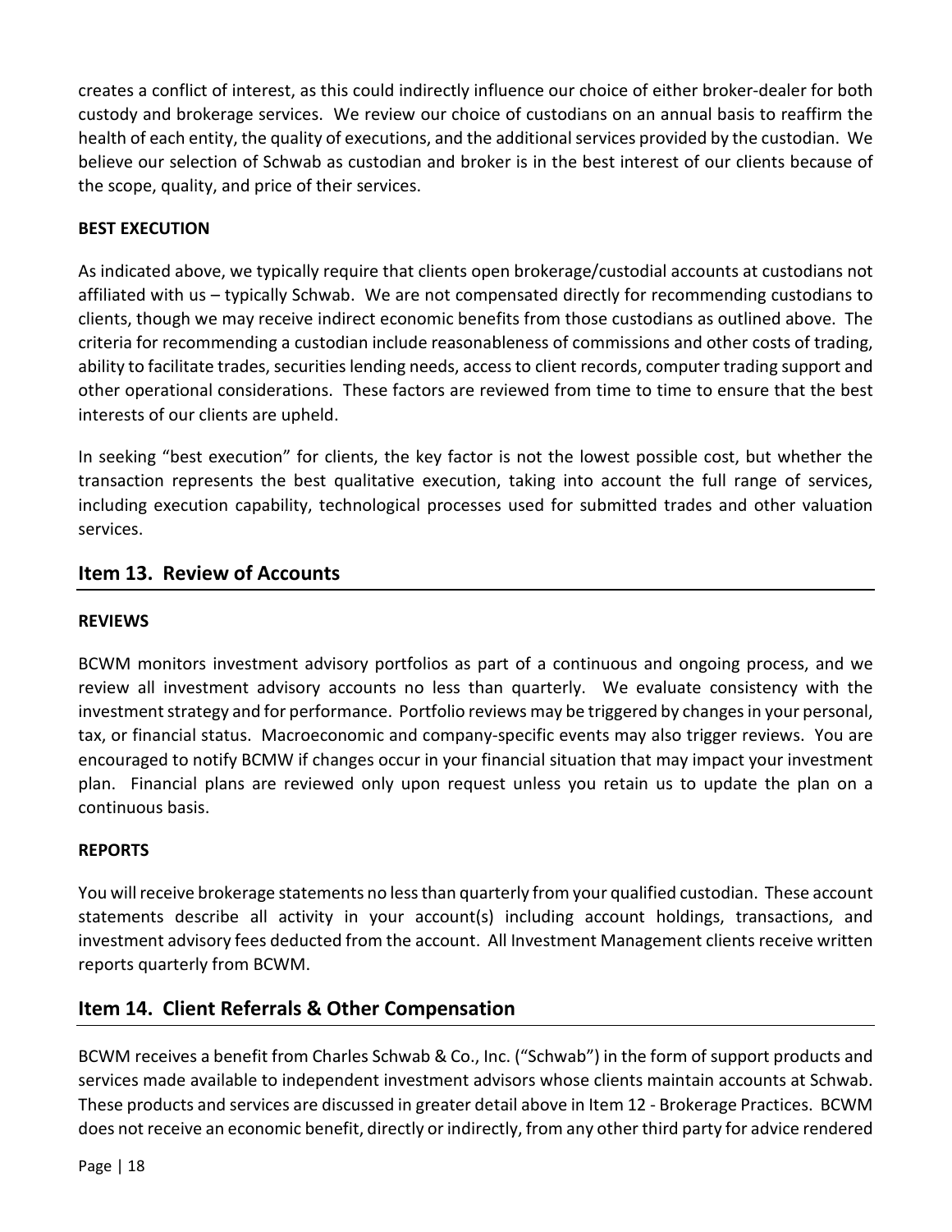creates a conflict of interest, as this could indirectly influence our choice of either broker-dealer for both custody and brokerage services. We review our choice of custodians on an annual basis to reaffirm the health of each entity, the quality of executions, and the additional services provided by the custodian. We believe our selection of Schwab as custodian and broker is in the best interest of our clients because of the scope, quality, and price of their services.

**BEST EXECUTION**

As indicated above, we typically require that clients open brokerage/custodial accounts at custodians not affiliated with us – typically Schwab. We are not compensated directly for recommending custodians to clients, though we may receive indirect economic benefits from those custodians as outlined above. The criteria for recommending a custodian include reasonableness of commissions and other costs of trading, ability to facilitate trades, securities lending needs, access to client records, computer trading support and other operational considerations. These factors are reviewed from time to time to ensure that the best interests of our clients are upheld.

In seeking "best execution" for clients, the key factor is not the lowest possible cost, but whether the transaction represents the best qualitative execution, taking into account the full range of services, including execution capability, technological processes used for submitted trades and other valuation services.

## Item 13. Review of Accounts

**REVIEWS**

BCWM monitors investment advisory portfolios as part of a continuous and ongoing process, and we review all investment advisory accounts no less than quarterly. We evaluate consistency with the investment strategy and for performance. Portfolio reviews may be triggered by changes in your personal, tax, or financial status. Macroeconomic and company-specific events may also trigger reviews. You are encouraged to notify BCMW if changes occur in your financial situation that may impact your investment plan. Financial plans are reviewed only upon request unless you retain us to update the plan on a continuous basis.

**REPORTS**

You will receive brokerage statements no less than quarterly from your qualified custodian. These account statements describe all activity in your account(s) including account holdings, transactions, and investment advisory fees deducted from the account. All Investment Management clients receive written reports quarterly from BCWM.

## Item 14. Client Referrals & Other Compensation

BCWM receives a benefit from Charles Schwab & Co., Inc. ("Schwab") in the form of support products and services made available to independent investment advisors whose clients maintain accounts at Schwab. These products and services are discussed in greater detail above in Item 12 - Brokerage Practices. BCWM does not receive an economic benefit, directly or indirectly, from any other third party for advice rendered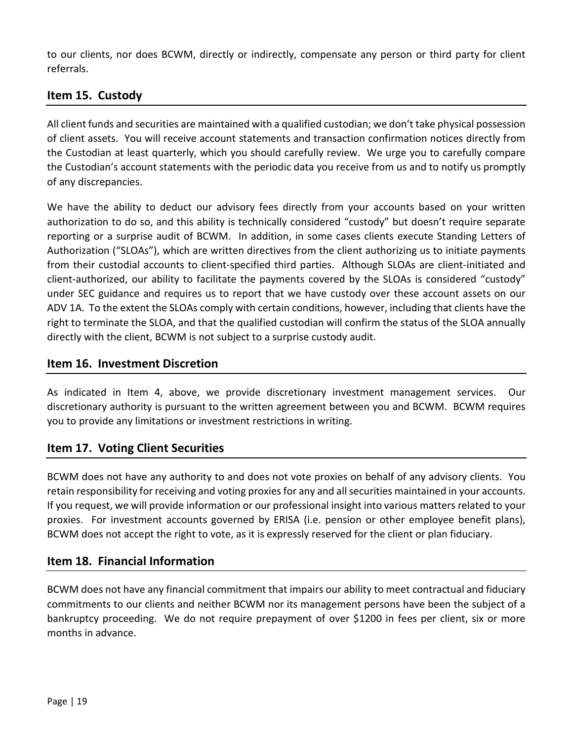to our clients, nor does BCWM, directly or indirectly, compensate any person or third party for client referrals.

## Item 15. Custody

All client funds and securities are maintained with a qualified custodian; we don't take physical possession of client assets. You will receive account statements and transaction confirmation notices directly from the Custodian at least quarterly, which you should carefully review. We urge you to carefully compare the Custodian's account statements with the periodic data you receive from us and to notify us promptly of any discrepancies.

We have the ability to deduct our advisory fees directly from your accounts based on your written authorization to do so, and this ability is technically considered "custody" but doesn't require separate reporting or a surprise audit of BCWM. In addition, in some cases clients execute Standing Letters of Authorization ("SLOAs"), which are written directives from the client authorizing us to initiate payments from their custodial accounts to client-specified third parties. Although SLOAs are client-initiated and client-authorized, our ability to facilitate the payments covered by the SLOAs is considered "custody" under SEC guidance and requires us to report that we have custody over these account assets on our ADV 1A. To the extent the SLOAs comply with certain conditions, however, including that clients have the right to terminate the SLOA, and that the qualified custodian will confirm the status of the SLOA annually directly with the client, BCWM is not subject to a surprise custody audit.

## Item 16. Investment Discretion

As indicated in Item 4, above, we provide discretionary investment management services. Our discretionary authority is pursuant to the written agreement between you and BCWM. BCWM requires you to provide any limitations or investment restrictions in writing.

## Item 17. Voting Client Securities

BCWM does not have any authority to and does not vote proxies on behalf of any advisory clients. You retain responsibility for receiving and voting proxies for any and all securities maintained in your accounts. If you request, we will provide information or our professional insight into various matters related to your proxies. For investment accounts governed by ERISA (i.e. pension or other employee benefit plans), BCWM does not accept the right to vote, as it is expressly reserved for the client or plan fiduciary.

## Item 18. Financial Information

BCWM does not have any financial commitment that impairs our ability to meet contractual and fiduciary commitments to our clients and neither BCWM nor its management persons have been the subject of a bankruptcy proceeding. We do not require prepayment of over $1200 in fees per client, six or more months in advance.